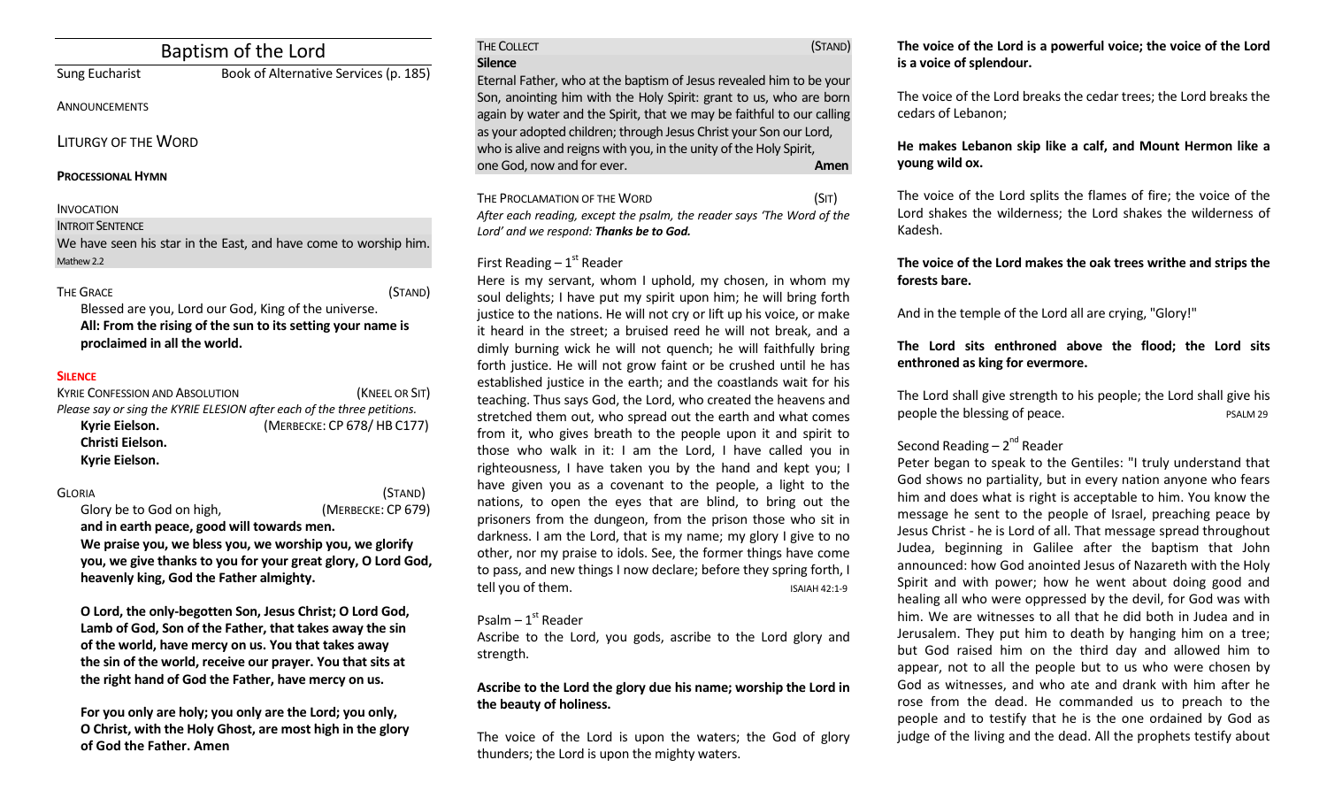# Baptism of the Lord

Sung Eucharist — Book of Alternative Services (p. 185)

ANNOUNCEMENTS

## LITURGY OF THE WORD

**PROCESSIONAL HYMN**

INVOCATION

INTROIT SENTENCE

We have seen his star in the East, and have come to worship him.
Mathew 2.2

THE GRACE (STAND)

Blessed are you, Lord our God, King of the universe.
**All: From the rising of the sun to its setting your name is proclaimed in all the world.**

**SILENCE**

KYRIE CONFESSION AND ABSOLUTION (KNEEL OR SIT)

*Please say or sing the KYRIE ELESION after each of the three petitions.*

**Kyrie Eielson.** (MERBECKE: CP 678/ HB C177)
**Christi Eielson.**
**Kyrie Eielson.**

GLORIA (STAND)

Glory be to God on high, (MERBECKE: CP 679)
**and in earth peace, good will towards men.**
**We praise you, we bless you, we worship you, we glorify you, we give thanks to you for your great glory, O Lord God, heavenly king, God the Father almighty.**

**O Lord, the only-begotten Son, Jesus Christ; O Lord God, Lamb of God, Son of the Father, that takes away the sin of the world, have mercy on us. You that takes away the sin of the world, receive our prayer. You that sits at the right hand of God the Father, have mercy on us.**

**For you only are holy; you only are the Lord; you only, O Christ, with the Holy Ghost, are most high in the glory of God the Father. Amen**

THE COLLECT (STAND)

**Silence**

Eternal Father, who at the baptism of Jesus revealed him to be your Son, anointing him with the Holy Spirit: grant to us, who are born again by water and the Spirit, that we may be faithful to our calling as your adopted children; through Jesus Christ your Son our Lord, who is alive and reigns with you, in the unity of the Holy Spirit, one God, now and for ever. **Amen**

THE PROCLAMATION OF THE WORD (SIT)

*After each reading, except the psalm, the reader says 'The Word of the Lord' and we respond:* ***Thanks be to God.***

First Reading – 1st Reader

Here is my servant, whom I uphold, my chosen, in whom my soul delights; I have put my spirit upon him; he will bring forth justice to the nations. He will not cry or lift up his voice, or make it heard in the street; a bruised reed he will not break, and a dimly burning wick he will not quench; he will faithfully bring forth justice. He will not grow faint or be crushed until he has established justice in the earth; and the coastlands wait for his teaching. Thus says God, the Lord, who created the heavens and stretched them out, who spread out the earth and what comes from it, who gives breath to the people upon it and spirit to those who walk in it: I am the Lord, I have called you in righteousness, I have taken you by the hand and kept you; I have given you as a covenant to the people, a light to the nations, to open the eyes that are blind, to bring out the prisoners from the dungeon, from the prison those who sit in darkness. I am the Lord, that is my name; my glory I give to no other, nor my praise to idols. See, the former things have come to pass, and new things I now declare; before they spring forth, I tell you of them. ISAIAH 42:1-9

Psalm – 1st Reader

Ascribe to the Lord, you gods, ascribe to the Lord glory and strength.

**Ascribe to the Lord the glory due his name; worship the Lord in the beauty of holiness.**

The voice of the Lord is upon the waters; the God of glory thunders; the Lord is upon the mighty waters.

**The voice of the Lord is a powerful voice; the voice of the Lord is a voice of splendour.**

The voice of the Lord breaks the cedar trees; the Lord breaks the cedars of Lebanon;

**He makes Lebanon skip like a calf, and Mount Hermon like a young wild ox.**

The voice of the Lord splits the flames of fire; the voice of the Lord shakes the wilderness; the Lord shakes the wilderness of Kadesh.

**The voice of the Lord makes the oak trees writhe and strips the forests bare.**

And in the temple of the Lord all are crying, "Glory!"

**The Lord sits enthroned above the flood; the Lord sits enthroned as king for evermore.**

The Lord shall give strength to his people; the Lord shall give his people the blessing of peace. PSALM 29

Second Reading – 2nd Reader

Peter began to speak to the Gentiles: "I truly understand that God shows no partiality, but in every nation anyone who fears him and does what is right is acceptable to him. You know the message he sent to the people of Israel, preaching peace by Jesus Christ - he is Lord of all. That message spread throughout Judea, beginning in Galilee after the baptism that John announced: how God anointed Jesus of Nazareth with the Holy Spirit and with power; how he went about doing good and healing all who were oppressed by the devil, for God was with him. We are witnesses to all that he did both in Judea and in Jerusalem. They put him to death by hanging him on a tree; but God raised him on the third day and allowed him to appear, not to all the people but to us who were chosen by God as witnesses, and who ate and drank with him after he rose from the dead. He commanded us to preach to the people and to testify that he is the one ordained by God as judge of the living and the dead. All the prophets testify about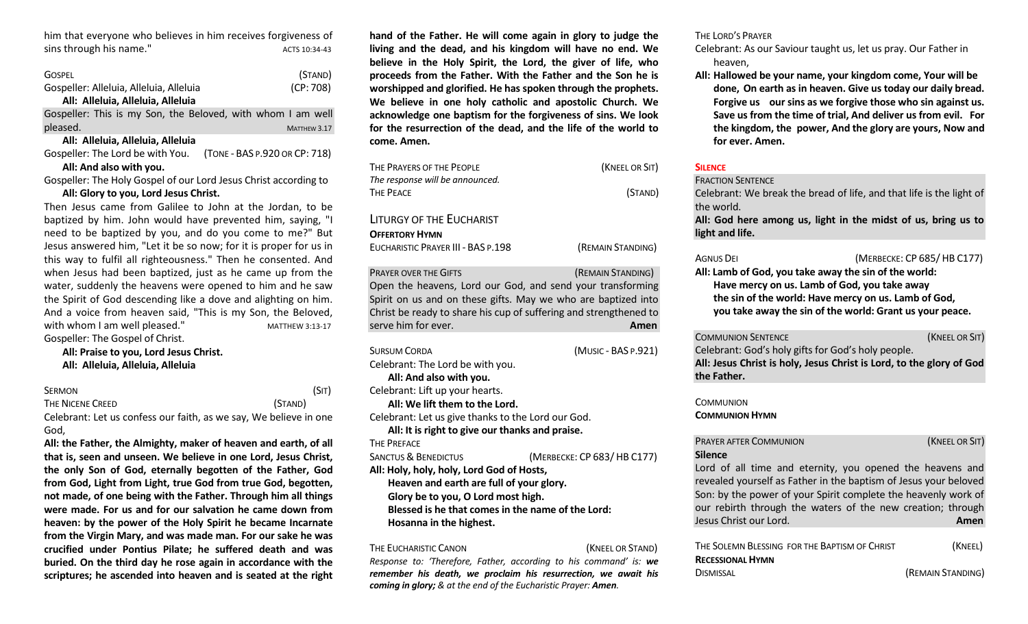him that everyone who believes in him receives forgiveness of sins through his name." ACTS 10:34-43

GOSPEL (STAND)

Gospeller: Alleluia, Alleluia, Alleluia (CP: 708)

**All: Alleluia, Alleluia, Alleluia**

Gospeller: This is my Son, the Beloved, with whom I am well pleased. MATTHEW 3.17

**All: Alleluia, Alleluia, Alleluia**

Gospeller: The Lord be with You. (TONE - BAS P.920 OR CP: 718)

**All: And also with you.**

Gospeller: The Holy Gospel of our Lord Jesus Christ according to

**All: Glory to you, Lord Jesus Christ.**

Then Jesus came from Galilee to John at the Jordan, to be baptized by him. John would have prevented him, saying, "I need to be baptized by you, and do you come to me?" But Jesus answered him, "Let it be so now; for it is proper for us in this way to fulfil all righteousness." Then he consented. And when Jesus had been baptized, just as he came up from the water, suddenly the heavens were opened to him and he saw the Spirit of God descending like a dove and alighting on him. And a voice from heaven said, "This is my Son, the Beloved, with whom I am well pleased." MATTHEW 3:13-17

Gospeller: The Gospel of Christ.

**All: Praise to you, Lord Jesus Christ.**

**All: Alleluia, Alleluia, Alleluia**

SERMON (SIT)

THE NICENE CREED (STAND)

Celebrant: Let us confess our faith, as we say, We believe in one God,

**All: the Father, the Almighty, maker of heaven and earth, of all that is, seen and unseen. We believe in one Lord, Jesus Christ, the only Son of God, eternally begotten of the Father, God from God, Light from Light, true God from true God, begotten, not made, of one being with the Father. Through him all things were made. For us and for our salvation he came down from heaven: by the power of the Holy Spirit he became Incarnate from the Virgin Mary, and was made man. For our sake he was crucified under Pontius Pilate; he suffered death and was buried. On the third day he rose again in accordance with the scriptures; he ascended into heaven and is seated at the right hand of the Father. He will come again in glory to judge the living and the dead, and his kingdom will have no end. We believe in the Holy Spirit, the Lord, the giver of life, who proceeds from the Father. With the Father and the Son he is worshipped and glorified. He has spoken through the prophets. We believe in one holy catholic and apostolic Church. We acknowledge one baptism for the forgiveness of sins. We look for the resurrection of the dead, and the life of the world to come. Amen.**

THE PRAYERS OF THE PEOPLE (KNEEL OR SIT)

*The response will be announced.*

THE PEACE (STAND)

## LITURGY OF THE EUCHARIST

**OFFERTORY HYMN**

EUCHARISTIC PRAYER III - BAS P.198 (REMAIN STANDING)

PRAYER OVER THE GIFTS (REMAIN STANDING)

Open the heavens, Lord our God, and send your transforming Spirit on us and on these gifts. May we who are baptized into Christ be ready to share his cup of suffering and strengthened to serve him for ever. **Amen**

SURSUM CORDA (MUSIC - BAS P.921)

Celebrant: The Lord be with you.

**All: And also with you.**

Celebrant: Lift up your hearts.

**All: We lift them to the Lord.**

Celebrant: Let us give thanks to the Lord our God.

**All: It is right to give our thanks and praise.**

THE PREFACE

SANCTUS & BENEDICTUS (MERBECKE: CP 683/ HB C177)

**All: Holy, holy, holy, Lord God of Hosts,**
**Heaven and earth are full of your glory.**
**Glory be to you, O Lord most high.**
**Blessed is he that comes in the name of the Lord:**
**Hosanna in the highest.**

THE EUCHARISTIC CANON (KNEEL OR STAND)

*Response to: 'Therefore, Father, according to his command' is: **we remember his death, we proclaim his resurrection, we await his coming in glory;** & at the end of the Eucharistic Prayer: **Amen**.*

THE LORD'S PRAYER

Celebrant: As our Saviour taught us, let us pray. Our Father in heaven,

**All: Hallowed be your name, your kingdom come, Your will be done, On earth as in heaven. Give us today our daily bread. Forgive us our sins as we forgive those who sin against us. Save us from the time of trial, And deliver us from evil. For the kingdom, the power, And the glory are yours, Now and for ever. Amen.**

**SILENCE**

FRACTION SENTENCE

Celebrant: We break the bread of life, and that life is the light of the world.

**All: God here among us, light in the midst of us, bring us to light and life.**

AGNUS DEI (MERBECKE: CP 685/ HB C177)

**All: Lamb of God, you take away the sin of the world:**
**Have mercy on us. Lamb of God, you take away**
**the sin of the world: Have mercy on us. Lamb of God,**
**you take away the sin of the world: Grant us your peace.**

COMMUNION SENTENCE (KNEEL OR SIT)

Celebrant: God's holy gifts for God's holy people.

**All: Jesus Christ is holy, Jesus Christ is Lord, to the glory of God the Father.**

COMMUNION

**COMMUNION HYMN**

PRAYER AFTER COMMUNION (KNEEL OR SIT)

**Silence**

Lord of all time and eternity, you opened the heavens and revealed yourself as Father in the baptism of Jesus your beloved Son: by the power of your Spirit complete the heavenly work of our rebirth through the waters of the new creation; through Jesus Christ our Lord. **Amen**

THE SOLEMN BLESSING FOR THE BAPTISM OF CHRIST (KNEEL)

**RECESSIONAL HYMN**

DISMISSAL (REMAIN STANDING)